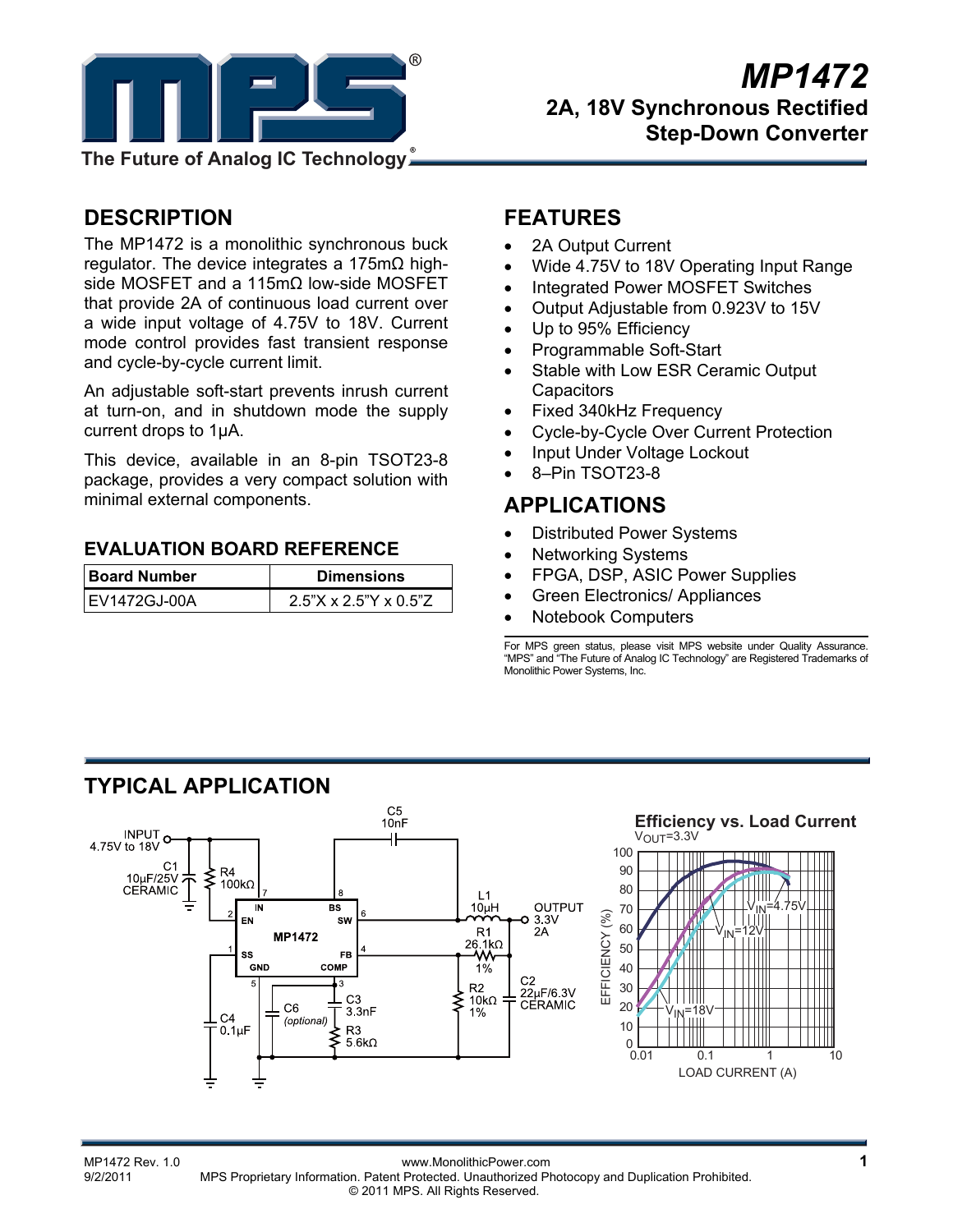# MP1472

## 2A, 18V Synchronous Rectified Step-Down Converter

## DESCRIPTION

The MP1472 is a monolithic synchronous buck regulator. The device integrates a 175mΩ high-side MOSFET and a 115mΩ low-side MOSFET that provide 2A of continuous load current over a wide input voltage of 4.75V to 18V. Current mode control provides fast transient response and cycle-by-cycle current limit.

An adjustable soft-start prevents inrush current at turn-on, and in shutdown mode the supply current drops to 1µA.

This device, available in an 8-pin TSOT23-8 package, provides a very compact solution with minimal external components.

### EVALUATION BOARD REFERENCE

| Board Number | Dimensions |
| --- | --- |
| EV1472GJ-00A | 2.5"X x 2.5"Y x 0.5"Z |

## FEATURES

- 2A Output Current
- Wide 4.75V to 18V Operating Input Range
- Integrated Power MOSFET Switches
- Output Adjustable from 0.923V to 15V
- Up to 95% Efficiency
- Programmable Soft-Start
- Stable with Low ESR Ceramic Output Capacitors
- Fixed 340kHz Frequency
- Cycle-by-Cycle Over Current Protection
- Input Under Voltage Lockout
- 8–Pin TSOT23-8

## APPLICATIONS

- Distributed Power Systems
- Networking Systems
- FPGA, DSP, ASIC Power Supplies
- Green Electronics/ Appliances
- Notebook Computers

For MPS green status, please visit MPS website under Quality Assurance. "MPS" and "The Future of Analog IC Technology" are Registered Trademarks of Monolithic Power Systems, Inc.

## TYPICAL APPLICATION

INPUT 4.75V to 18V; C1 10µF/25V CERAMIC; R4 100kΩ; C5 10nF; L1 10µH; OUTPUT 3.3V 2A; R1 26.1kΩ 1%; R2 10kΩ 1%; C2 22µF/6.3V CERAMIC; C3 3.3nF; R3 5.6kΩ; C6 (optional); C4 0.1µF

MP1472 pins: 1 SS, 2 EN, 3 COMP, 4 FB, 5 GND, 6 SW, 7 IN, 8 BS

**Efficiency vs. Load Current**

$V_{OUT}$=3.3V

EFFICIENCY (%) vs. LOAD CURRENT (A); curves: $V_{IN}$=4.75V, $V_{IN}$=12V, $V_{IN}$=18V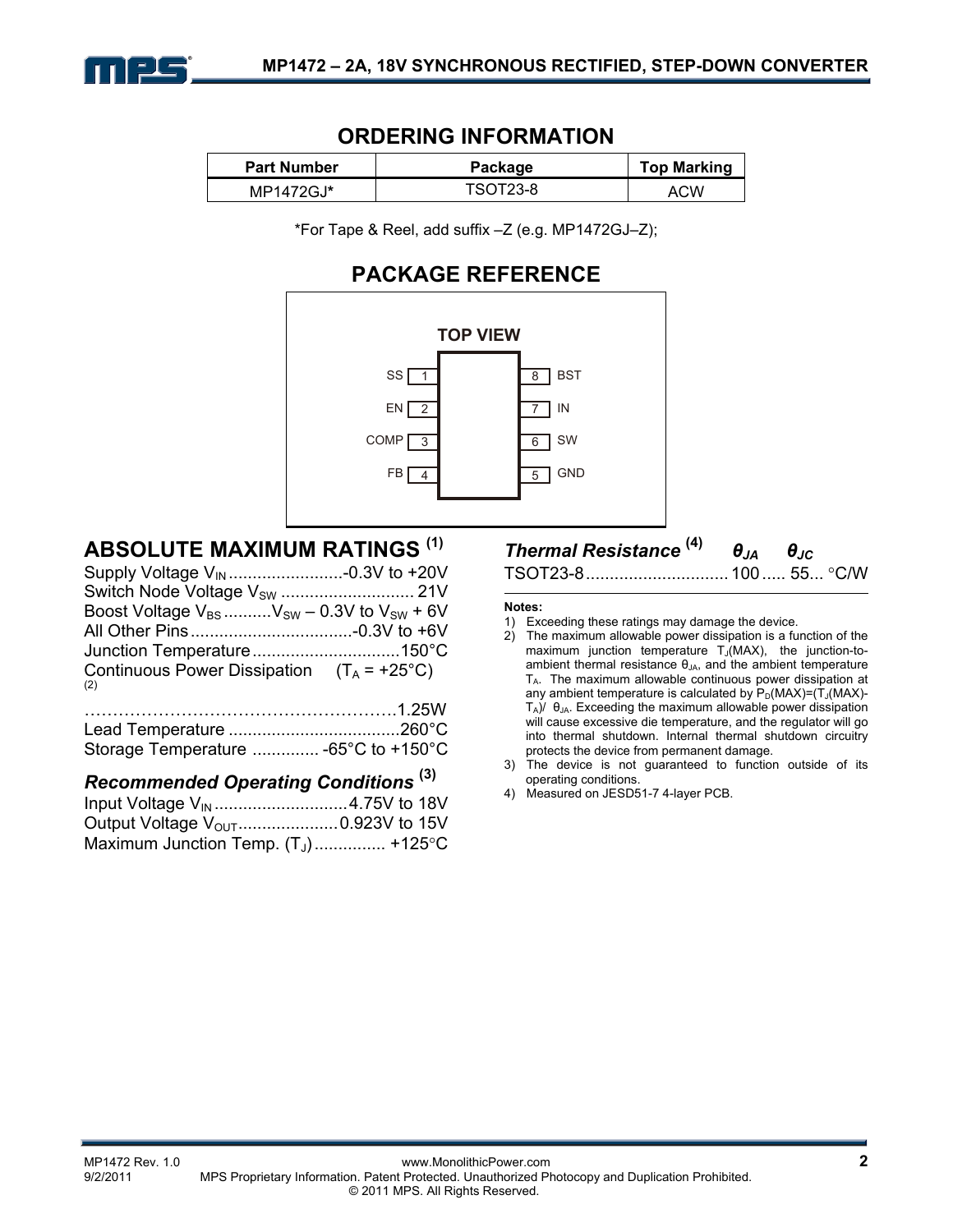## ORDERING INFORMATION

| Part Number | Package | Top Marking |
|---|---|---|
| MP1472GJ* | TSOT23-8 | ACW |

*For Tape & Reel, add suffix –Z (e.g. MP1472GJ–Z);

## PACKAGE REFERENCE

TOP VIEW

| Pin | Name | Pin | Name |
|---|---|---|---|
| 1 | SS | 8 | BST |
| 2 | EN | 7 | IN |
| 3 | COMP | 6 | SW |
| 4 | FB | 5 | GND |

## ABSOLUTE MAXIMUM RATINGS [(1)]

Supply Voltage $V_{IN}$ ........................-0.3V to +20V
Switch Node Voltage $V_{SW}$ ............................ 21V
Boost Voltage $V_{BS}$ ..........$V_{SW}$ – 0.3V to $V_{SW}$ + 6V
All Other Pins ..................................-0.3V to +6V
Junction Temperature ...............................150°C
Continuous Power Dissipation (2) ($T_A$ = +25°C)
……………………………………………….1.25W
Lead Temperature ....................................260°C
Storage Temperature .............. -65°C to +150°C

### *Recommended Operating Conditions* [(3)]

Input Voltage $V_{IN}$ ............................4.75V to 18V
Output Voltage $V_{OUT}$.....................0.923V to 15V
Maximum Junction Temp. ($T_J$) ............... +125°C

### *Thermal Resistance* [(4)]

| | $\theta_{JA}$ | $\theta_{JC}$ | |
|---|---|---|---|
| TSOT23-8 | 100 | 55 | °C/W |

**Notes:**

1) Exceeding these ratings may damage the device.
2) The maximum allowable power dissipation is a function of the maximum junction temperature $T_J$(MAX), the junction-to-ambient thermal resistance $\theta_{JA}$, and the ambient temperature $T_A$. The maximum allowable continuous power dissipation at any ambient temperature is calculated by $P_D(MAX)=(T_J(MAX)-T_A)/\theta_{JA}$. Exceeding the maximum allowable power dissipation will cause excessive die temperature, and the regulator will go into thermal shutdown. Internal thermal shutdown circuitry protects the device from permanent damage.
3) The device is not guaranteed to function outside of its operating conditions.
4) Measured on JESD51-7 4-layer PCB.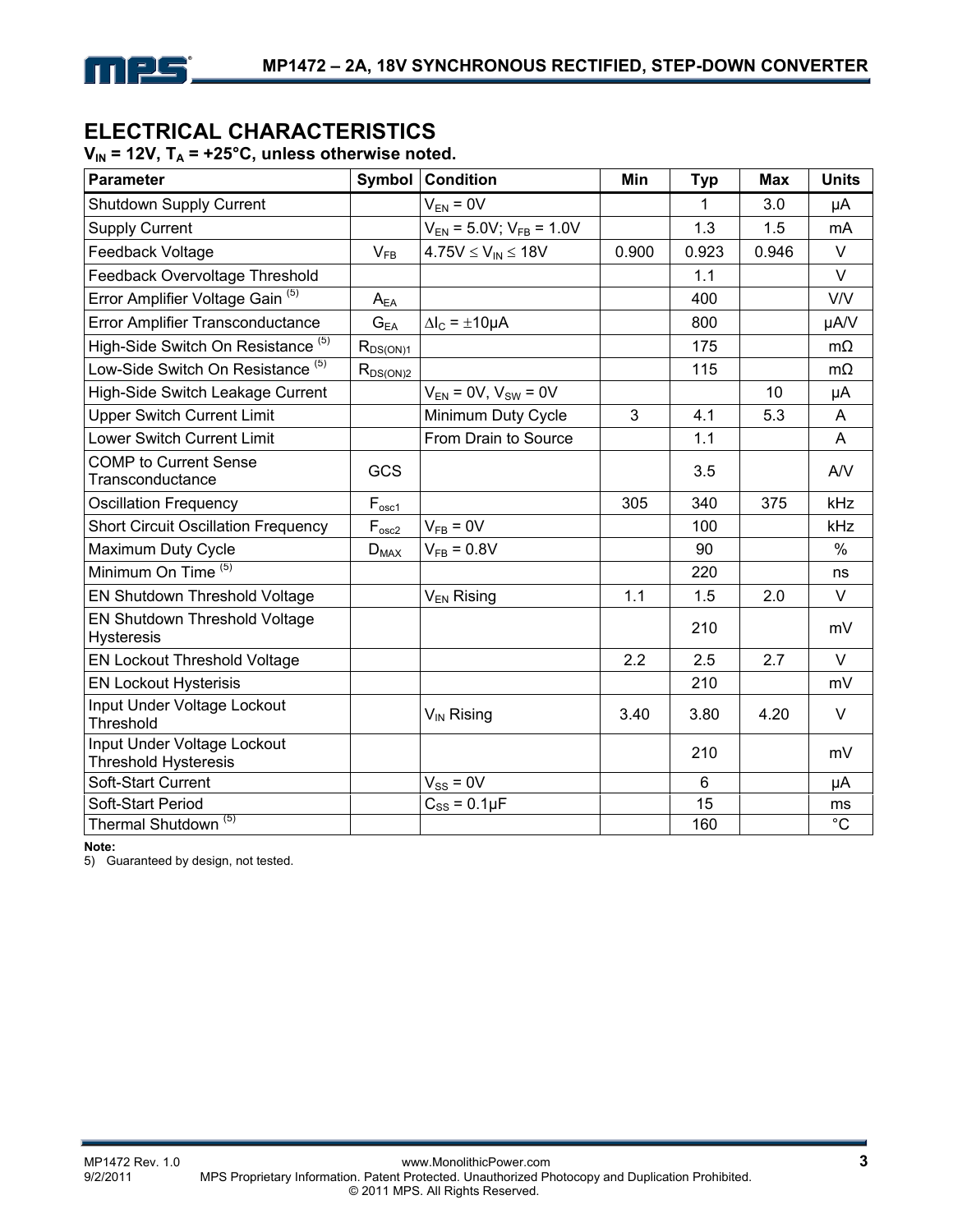## ELECTRICAL CHARACTERISTICS

**$V_{IN}$ = 12V, $T_A$ = +25°C, unless otherwise noted.**

| Parameter | Symbol | Condition | Min | Typ | Max | Units |
|---|---|---|---|---|---|---|
| Shutdown Supply Current | | $V_{EN}$ = 0V | | 1 | 3.0 | μA |
| Supply Current | | $V_{EN}$ = 5.0V; $V_{FB}$ = 1.0V | | 1.3 | 1.5 | mA |
| Feedback Voltage | $V_{FB}$ | 4.75V ≤ $V_{IN}$ ≤ 18V | 0.900 | 0.923 | 0.946 | V |
| Feedback Overvoltage Threshold | | | | 1.1 | | V |
| Error Amplifier Voltage Gain [5] | $A_{EA}$ | | | 400 | | V/V |
| Error Amplifier Transconductance | $G_{EA}$ | $\Delta I_C$ = ±10μA | | 800 | | μA/V |
| High-Side Switch On Resistance [5] | $R_{DS(ON)1}$ | | | 175 | | mΩ |
| Low-Side Switch On Resistance [5] | $R_{DS(ON)2}$ | | | 115 | | mΩ |
| High-Side Switch Leakage Current | | $V_{EN}$ = 0V, $V_{SW}$ = 0V | | | 10 | μA |
| Upper Switch Current Limit | | Minimum Duty Cycle | 3 | 4.1 | 5.3 | A |
| Lower Switch Current Limit | | From Drain to Source | | 1.1 | | A |
| COMP to Current Sense Transconductance | GCS | | | 3.5 | | A/V |
| Oscillation Frequency | $F_{osc1}$ | | 305 | 340 | 375 | kHz |
| Short Circuit Oscillation Frequency | $F_{osc2}$ | $V_{FB}$ = 0V | | 100 | | kHz |
| Maximum Duty Cycle | $D_{MAX}$ | $V_{FB}$ = 0.8V | | 90 | | % |
| Minimum On Time [5] | | | | 220 | | ns |
| EN Shutdown Threshold Voltage | | $V_{EN}$ Rising | 1.1 | 1.5 | 2.0 | V |
| EN Shutdown Threshold Voltage Hysteresis | | | | 210 | | mV |
| EN Lockout Threshold Voltage | | | 2.2 | 2.5 | 2.7 | V |
| EN Lockout Hysterisis | | | | 210 | | mV |
| Input Under Voltage Lockout Threshold | | $V_{IN}$ Rising | 3.40 | 3.80 | 4.20 | V |
| Input Under Voltage Lockout Threshold Hysteresis | | | | 210 | | mV |
| Soft-Start Current | | $V_{SS}$ = 0V | | 6 | | μA |
| Soft-Start Period | | $C_{SS}$ = 0.1μF | | 15 | | ms |
| Thermal Shutdown [5] | | | | 160 | | °C |

**Note:**

5) Guaranteed by design, not tested.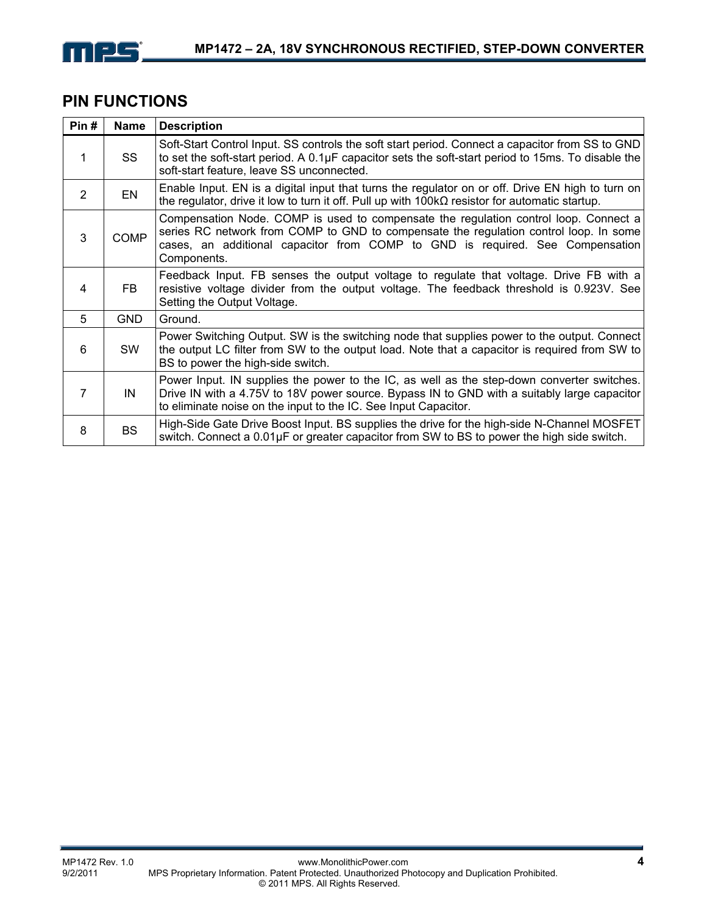## PIN FUNCTIONS

| Pin # | Name | Description |
|---|---|---|
| 1 | SS | Soft-Start Control Input. SS controls the soft start period. Connect a capacitor from SS to GND to set the soft-start period. A 0.1µF capacitor sets the soft-start period to 15ms. To disable the soft-start feature, leave SS unconnected. |
| 2 | EN | Enable Input. EN is a digital input that turns the regulator on or off. Drive EN high to turn on the regulator, drive it low to turn it off. Pull up with 100kΩ resistor for automatic startup. |
| 3 | COMP | Compensation Node. COMP is used to compensate the regulation control loop. Connect a series RC network from COMP to GND to compensate the regulation control loop. In some cases, an additional capacitor from COMP to GND is required. See Compensation Components. |
| 4 | FB | Feedback Input. FB senses the output voltage to regulate that voltage. Drive FB with a resistive voltage divider from the output voltage. The feedback threshold is 0.923V. See Setting the Output Voltage. |
| 5 | GND | Ground. |
| 6 | SW | Power Switching Output. SW is the switching node that supplies power to the output. Connect the output LC filter from SW to the output load. Note that a capacitor is required from SW to BS to power the high-side switch. |
| 7 | IN | Power Input. IN supplies the power to the IC, as well as the step-down converter switches. Drive IN with a 4.75V to 18V power source. Bypass IN to GND with a suitably large capacitor to eliminate noise on the input to the IC. See Input Capacitor. |
| 8 | BS | High-Side Gate Drive Boost Input. BS supplies the drive for the high-side N-Channel MOSFET switch. Connect a 0.01µF or greater capacitor from SW to BS to power the high side switch. |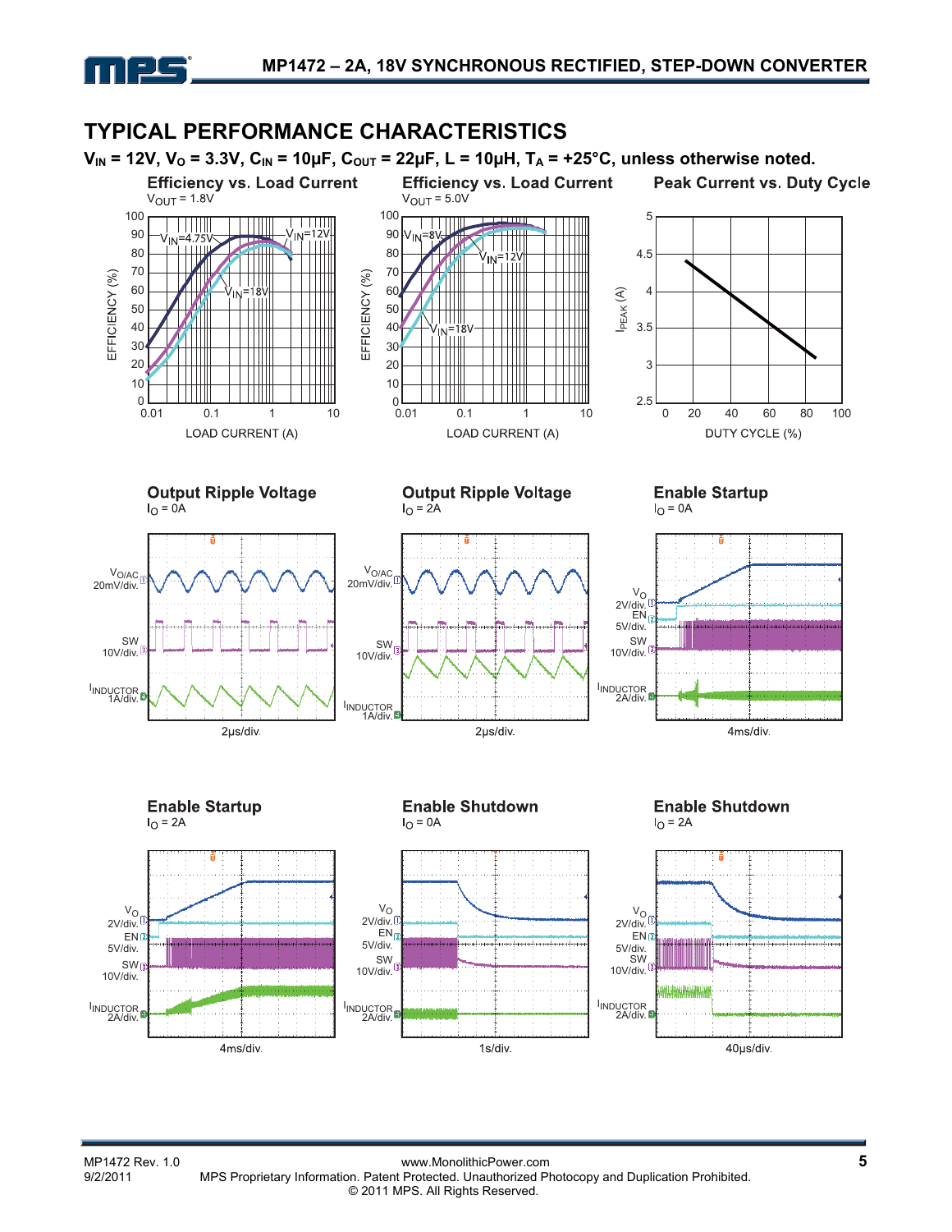## TYPICAL PERFORMANCE CHARACTERISTICS

**$V_{IN}$ = 12V, $V_O$ = 3.3V, $C_{IN}$ = 10μF, $C_{OUT}$ = 22μF, L = 10μH, $T_A$ = +25°C, unless otherwise noted.**

**Efficiency vs. Load Current**
$V_{OUT}$ = 1.8V

**Efficiency vs. Load Current**
$V_{OUT}$ = 5.0V

**Peak Current vs. Duty Cycle**

**Output Ripple Voltage**
$I_O$ = 0A

**Output Ripple Voltage**
$I_O$ = 2A

**Enable Startup**
$I_O$ = 0A

**Enable Startup**
$I_O$ = 2A

**Enable Shutdown**
$I_O$ = 0A

**Enable Shutdown**
$I_O$ = 2A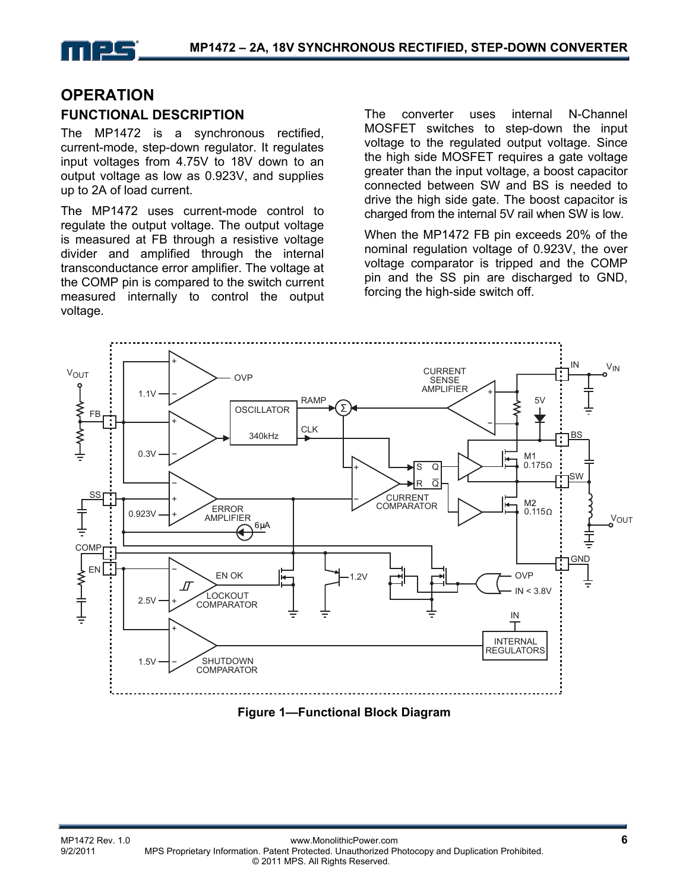# OPERATION

## FUNCTIONAL DESCRIPTION

The MP1472 is a synchronous rectified, current-mode, step-down regulator. It regulates input voltages from 4.75V to 18V down to an output voltage as low as 0.923V, and supplies up to 2A of load current.

The MP1472 uses current-mode control to regulate the output voltage. The output voltage is measured at FB through a resistive voltage divider and amplified through the internal transconductance error amplifier. The voltage at the COMP pin is compared to the switch current measured internally to control the output voltage.

The converter uses internal N-Channel MOSFET switches to step-down the input voltage to the regulated output voltage. Since the high side MOSFET requires a gate voltage greater than the input voltage, a boost capacitor connected between SW and BS is needed to drive the high side gate. The boost capacitor is charged from the internal 5V rail when SW is low.

When the MP1472 FB pin exceeds 20% of the nominal regulation voltage of 0.923V, the over voltage comparator is tripped and the COMP pin and the SS pin are discharged to GND, forcing the high-side switch off.

**Figure 1—Functional Block Diagram**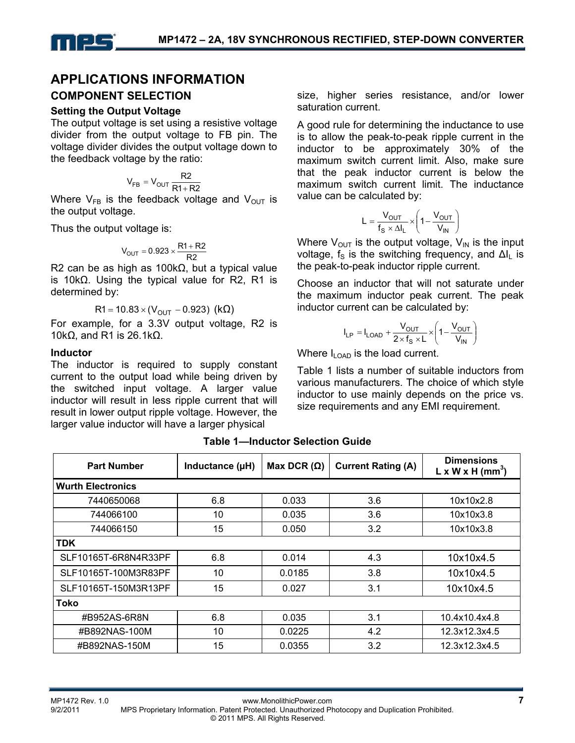## APPLICATIONS INFORMATION

### COMPONENT SELECTION

**Setting the Output Voltage**

The output voltage is set using a resistive voltage divider from the output voltage to FB pin. The voltage divider divides the output voltage down to the feedback voltage by the ratio:

$$V_{FB} = V_{OUT} \frac{R2}{R1 + R2}$$

Where $V_{FB}$ is the feedback voltage and $V_{OUT}$ is the output voltage.

Thus the output voltage is:

$$V_{OUT} = 0.923 \times \frac{R1 + R2}{R2}$$

R2 can be as high as 100kΩ, but a typical value is 10kΩ. Using the typical value for R2, R1 is determined by:

$$R1 = 10.83 \times (V_{OUT} - 0.923) \ (k\Omega)$$

For example, for a 3.3V output voltage, R2 is 10kΩ, and R1 is 26.1kΩ.

**Inductor**

The inductor is required to supply constant current to the output load while being driven by the switched input voltage. A larger value inductor will result in less ripple current that will result in lower output ripple voltage. However, the larger value inductor will have a larger physical size, higher series resistance, and/or lower saturation current.

A good rule for determining the inductance to use is to allow the peak-to-peak ripple current in the inductor to be approximately 30% of the maximum switch current limit. Also, make sure that the peak inductor current is below the maximum switch current limit. The inductance value can be calculated by:

$$L = \frac{V_{OUT}}{f_S \times \Delta I_L} \times \left(1 - \frac{V_{OUT}}{V_{IN}}\right)$$

Where $V_{OUT}$ is the output voltage, $V_{IN}$ is the input voltage, $f_S$ is the switching frequency, and $\Delta I_L$ is the peak-to-peak inductor ripple current.

Choose an inductor that will not saturate under the maximum inductor peak current. The peak inductor current can be calculated by:

$$I_{LP} = I_{LOAD} + \frac{V_{OUT}}{2 \times f_S \times L} \times \left(1 - \frac{V_{OUT}}{V_{IN}}\right)$$

Where $I_{LOAD}$ is the load current.

Table 1 lists a number of suitable inductors from various manufacturers. The choice of which style inductor to use mainly depends on the price vs. size requirements and any EMI requirement.

**Table 1—Inductor Selection Guide**

| Part Number | Inductance (µH) | Max DCR (Ω) | Current Rating (A) | Dimensions L x W x H (mm$^3$) |
|---|---|---|---|---|
| **Wurth Electronics** | | | | |
| 7440650068 | 6.8 | 0.033 | 3.6 | 10x10x2.8 |
| 744066100 | 10 | 0.035 | 3.6 | 10x10x3.8 |
| 744066150 | 15 | 0.050 | 3.2 | 10x10x3.8 |
| **TDK** | | | | |
| SLF10165T-6R8N4R33PF | 6.8 | 0.014 | 4.3 | 10x10x4.5 |
| SLF10165T-100M3R83PF | 10 | 0.0185 | 3.8 | 10x10x4.5 |
| SLF10165T-150M3R13PF | 15 | 0.027 | 3.1 | 10x10x4.5 |
| **Toko** | | | | |
| #B952AS-6R8N | 6.8 | 0.035 | 3.1 | 10.4x10.4x4.8 |
| #B892NAS-100M | 10 | 0.0225 | 4.2 | 12.3x12.3x4.5 |
| #B892NAS-150M | 15 | 0.0355 | 3.2 | 12.3x12.3x4.5 |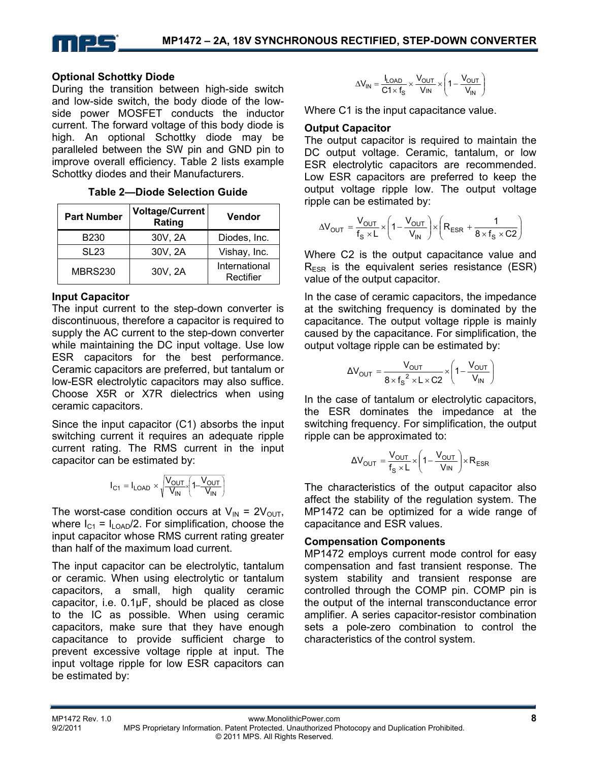### Optional Schottky Diode

During the transition between high-side switch and low-side switch, the body diode of the low-side power MOSFET conducts the inductor current. The forward voltage of this body diode is high. An optional Schottky diode may be paralleled between the SW pin and GND pin to improve overall efficiency. Table 2 lists example Schottky diodes and their Manufacturers.

**Table 2—Diode Selection Guide**

| Part Number | Voltage/Current Rating | Vendor |
|---|---|---|
| B230 | 30V, 2A | Diodes, Inc. |
| SL23 | 30V, 2A | Vishay, Inc. |
| MBRS230 | 30V, 2A | International Rectifier |

### Input Capacitor

The input current to the step-down converter is discontinuous, therefore a capacitor is required to supply the AC current to the step-down converter while maintaining the DC input voltage. Use low ESR capacitors for the best performance. Ceramic capacitors are preferred, but tantalum or low-ESR electrolytic capacitors may also suffice. Choose X5R or X7R dielectrics when using ceramic capacitors.

Since the input capacitor (C1) absorbs the input switching current it requires an adequate ripple current rating. The RMS current in the input capacitor can be estimated by:

$$I_{C1} = I_{LOAD} \times \sqrt{\frac{V_{OUT}}{V_{IN}} \times \left(1 - \frac{V_{OUT}}{V_{IN}}\right)}$$

The worst-case condition occurs at $V_{IN} = 2V_{OUT}$, where $I_{C1} = I_{LOAD}/2$. For simplification, choose the input capacitor whose RMS current rating greater than half of the maximum load current.

The input capacitor can be electrolytic, tantalum or ceramic. When using electrolytic or tantalum capacitors, a small, high quality ceramic capacitor, i.e. 0.1μF, should be placed as close to the IC as possible. When using ceramic capacitors, make sure that they have enough capacitance to provide sufficient charge to prevent excessive voltage ripple at input. The input voltage ripple for low ESR capacitors can be estimated by:

$$\Delta V_{IN} = \frac{I_{LOAD}}{C1 \times f_S} \times \frac{V_{OUT}}{V_{IN}} \times \left(1 - \frac{V_{OUT}}{V_{IN}}\right)$$

Where C1 is the input capacitance value.

### Output Capacitor

The output capacitor is required to maintain the DC output voltage. Ceramic, tantalum, or low ESR electrolytic capacitors are recommended. Low ESR capacitors are preferred to keep the output voltage ripple low. The output voltage ripple can be estimated by:

$$\Delta V_{OUT} = \frac{V_{OUT}}{f_S \times L} \times \left(1 - \frac{V_{OUT}}{V_{IN}}\right) \times \left(R_{ESR} + \frac{1}{8 \times f_S \times C2}\right)$$

Where C2 is the output capacitance value and $R_{ESR}$ is the equivalent series resistance (ESR) value of the output capacitor.

In the case of ceramic capacitors, the impedance at the switching frequency is dominated by the capacitance. The output voltage ripple is mainly caused by the capacitance. For simplification, the output voltage ripple can be estimated by:

$$\Delta V_{OUT} = \frac{V_{OUT}}{8 \times f_S^{\,2} \times L \times C2} \times \left(1 - \frac{V_{OUT}}{V_{IN}}\right)$$

In the case of tantalum or electrolytic capacitors, the ESR dominates the impedance at the switching frequency. For simplification, the output ripple can be approximated to:

$$\Delta V_{OUT} = \frac{V_{OUT}}{f_S \times L} \times \left(1 - \frac{V_{OUT}}{V_{IN}}\right) \times R_{ESR}$$

The characteristics of the output capacitor also affect the stability of the regulation system. The MP1472 can be optimized for a wide range of capacitance and ESR values.

### Compensation Components

MP1472 employs current mode control for easy compensation and fast transient response. The system stability and transient response are controlled through the COMP pin. COMP pin is the output of the internal transconductance error amplifier. A series capacitor-resistor combination sets a pole-zero combination to control the characteristics of the control system.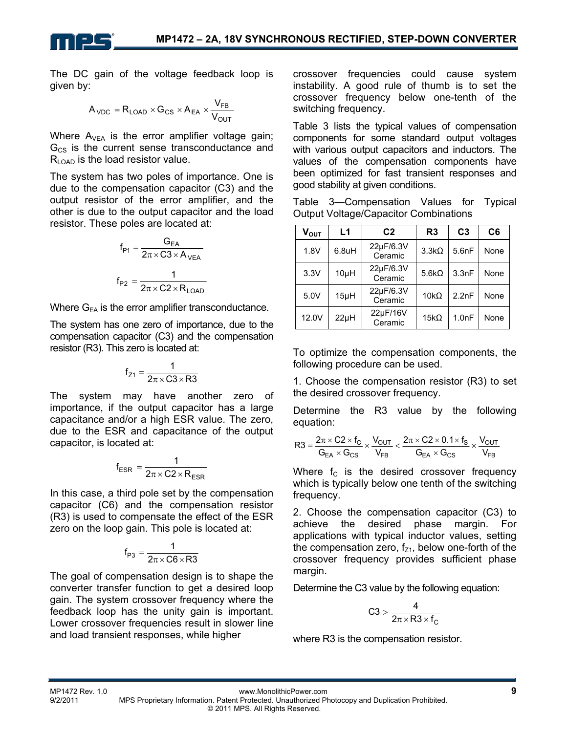The DC gain of the voltage feedback loop is given by:

$$A_{VDC} = R_{LOAD} \times G_{CS} \times A_{EA} \times \frac{V_{FB}}{V_{OUT}}$$

Where $A_{VEA}$ is the error amplifier voltage gain; $G_{CS}$ is the current sense transconductance and $R_{LOAD}$ is the load resistor value.

The system has two poles of importance. One is due to the compensation capacitor (C3) and the output resistor of the error amplifier, and the other is due to the output capacitor and the load resistor. These poles are located at:

$$f_{P1} = \frac{G_{EA}}{2\pi \times C3 \times A_{VEA}}$$

$$f_{P2} = \frac{1}{2\pi \times C2 \times R_{LOAD}}$$

Where $G_{EA}$ is the error amplifier transconductance.

The system has one zero of importance, due to the compensation capacitor (C3) and the compensation resistor (R3). This zero is located at:

$$f_{Z1} = \frac{1}{2\pi \times C3 \times R3}$$

The system may have another zero of importance, if the output capacitor has a large capacitance and/or a high ESR value. The zero, due to the ESR and capacitance of the output capacitor, is located at:

$$f_{ESR} = \frac{1}{2\pi \times C2 \times R_{ESR}}$$

In this case, a third pole set by the compensation capacitor (C6) and the compensation resistor (R3) is used to compensate the effect of the ESR zero on the loop gain. This pole is located at:

$$f_{P3} = \frac{1}{2\pi \times C6 \times R3}$$

The goal of compensation design is to shape the converter transfer function to get a desired loop gain. The system crossover frequency where the feedback loop has the unity gain is important. Lower crossover frequencies result in slower line and load transient responses, while higher crossover frequencies could cause system instability. A good rule of thumb is to set the crossover frequency below one-tenth of the switching frequency.

Table 3 lists the typical values of compensation components for some standard output voltages with various output capacitors and inductors. The values of the compensation components have been optimized for fast transient responses and good stability at given conditions.

Table 3—Compensation Values for Typical Output Voltage/Capacitor Combinations

| $V_{OUT}$ | L1 | C2 | R3 | C3 | C6 |
|---|---|---|---|---|---|
| 1.8V | 6.8uH | 22µF/6.3V Ceramic | 3.3kΩ | 5.6nF | None |
| 3.3V | 10µH | 22µF/6.3V Ceramic | 5.6kΩ | 3.3nF | None |
| 5.0V | 15µH | 22µF/6.3V Ceramic | 10kΩ | 2.2nF | None |
| 12.0V | 22µH | 22µF/16V Ceramic | 15kΩ | 1.0nF | None |

To optimize the compensation components, the following procedure can be used.

1. Choose the compensation resistor (R3) to set the desired crossover frequency.

Determine the R3 value by the following equation:

$$R3 = \frac{2\pi \times C2 \times f_C}{G_{EA} \times G_{CS}} \times \frac{V_{OUT}}{V_{FB}} < \frac{2\pi \times C2 \times 0.1 \times f_S}{G_{EA} \times G_{CS}} \times \frac{V_{OUT}}{V_{FB}}$$

Where $f_C$ is the desired crossover frequency which is typically below one tenth of the switching frequency.

2. Choose the compensation capacitor (C3) to achieve the desired phase margin. For applications with typical inductor values, setting the compensation zero, $f_{Z1}$, below one-forth of the crossover frequency provides sufficient phase margin.

Determine the C3 value by the following equation:

$$C3 > \frac{4}{2\pi \times R3 \times f_C}$$

where R3 is the compensation resistor.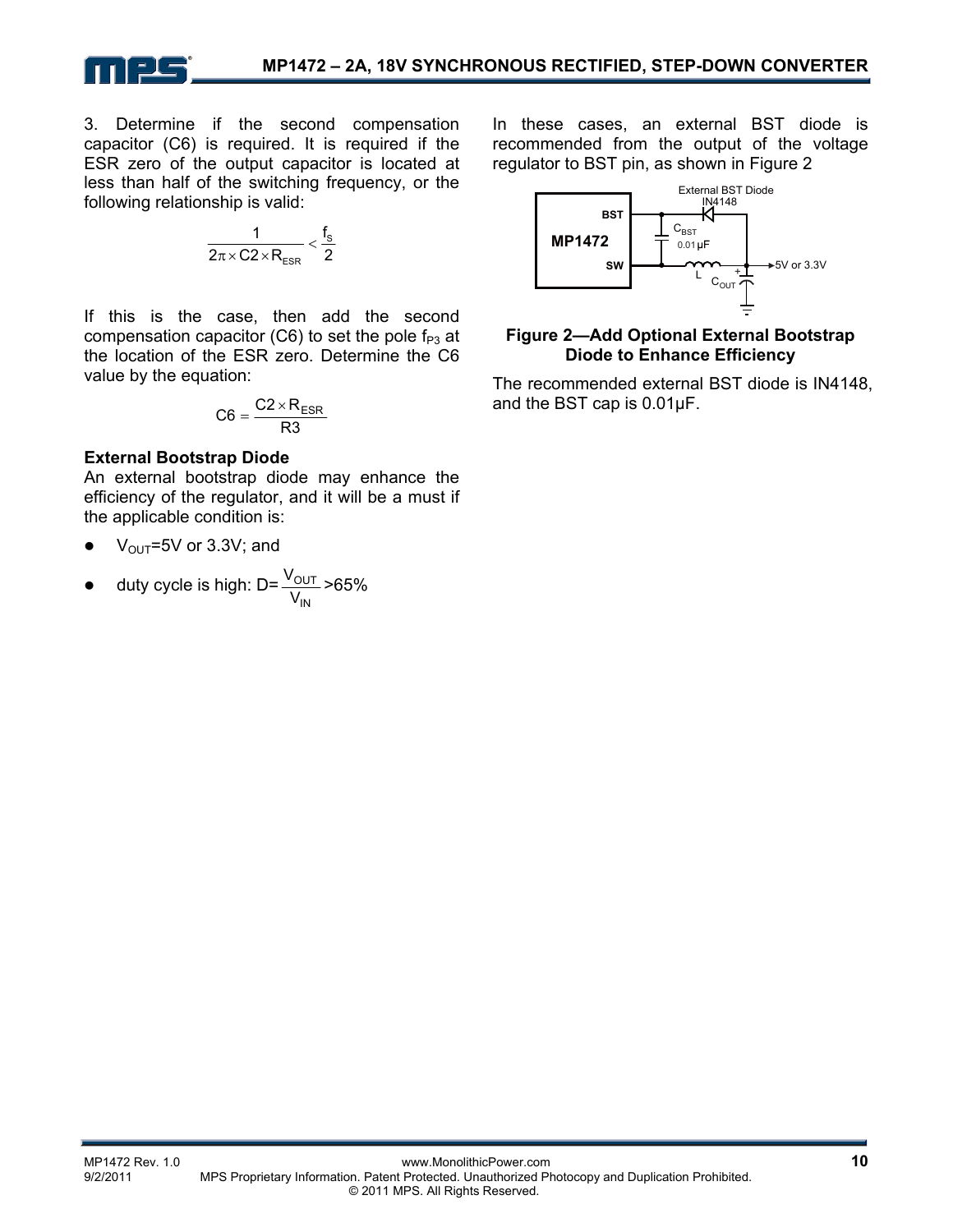3. Determine if the second compensation capacitor (C6) is required. It is required if the ESR zero of the output capacitor is located at less than half of the switching frequency, or the following relationship is valid:

$$\frac{1}{2\pi \times C2 \times R_{ESR}} < \frac{f_S}{2}$$

If this is the case, then add the second compensation capacitor (C6) to set the pole $f_{P3}$ at the location of the ESR zero. Determine the C6 value by the equation:

$$C6 = \frac{C2 \times R_{ESR}}{R3}$$

**External Bootstrap Diode**

An external bootstrap diode may enhance the efficiency of the regulator, and it will be a must if the applicable condition is:

- $V_{OUT}$=5V or 3.3V; and
- duty cycle is high: D= $\frac{V_{OUT}}{V_{IN}}$ >65%

In these cases, an external BST diode is recommended from the output of the voltage regulator to BST pin, as shown in Figure 2

**Figure 2—Add Optional External Bootstrap Diode to Enhance Efficiency**

The recommended external BST diode is IN4148, and the BST cap is 0.01µF.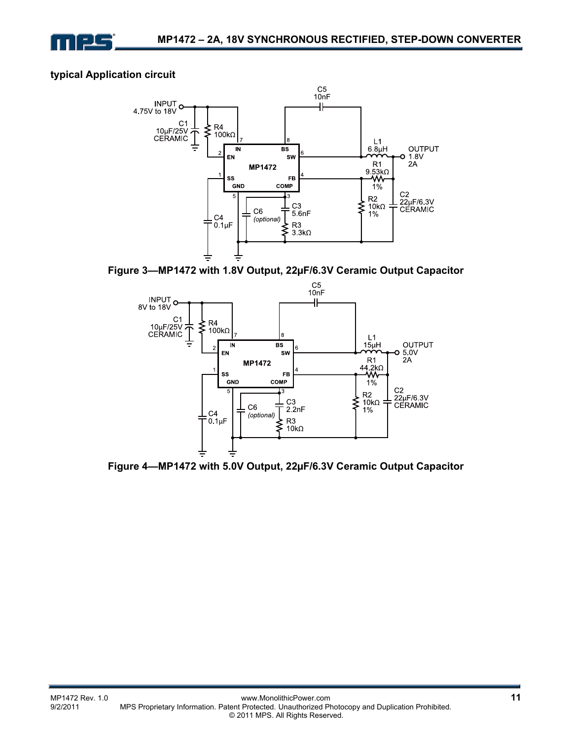### typical Application circuit

**Figure 3—MP1472 with 1.8V Output, 22µF/6.3V Ceramic Output Capacitor**

**Figure 4—MP1472 with 5.0V Output, 22µF/6.3V Ceramic Output Capacitor**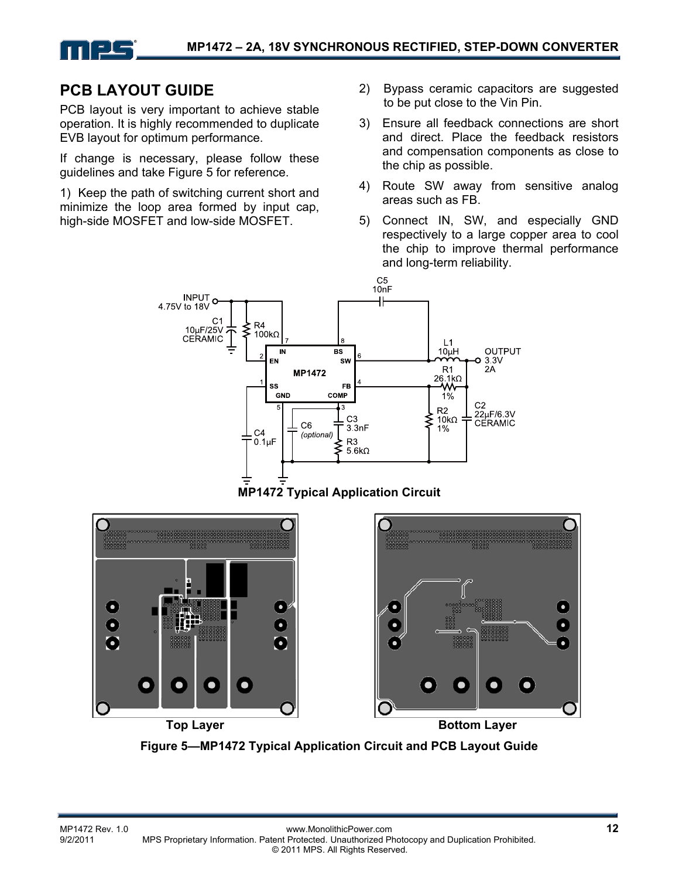## PCB LAYOUT GUIDE

PCB layout is very important to achieve stable operation. It is highly recommended to duplicate EVB layout for optimum performance.

If change is necessary, please follow these guidelines and take Figure 5 for reference.

1) Keep the path of switching current short and minimize the loop area formed by input cap, high-side MOSFET and low-side MOSFET.

2) Bypass ceramic capacitors are suggested to be put close to the Vin Pin.

3) Ensure all feedback connections are short and direct. Place the feedback resistors and compensation components as close to the chip as possible.

4) Route SW away from sensitive analog areas such as FB.

5) Connect IN, SW, and especially GND respectively to a large copper area to cool the chip to improve thermal performance and long-term reliability.

**MP1472 Typical Application Circuit**

Top Layer

Bottom Layer

**Figure 5—MP1472 Typical Application Circuit and PCB Layout Guide**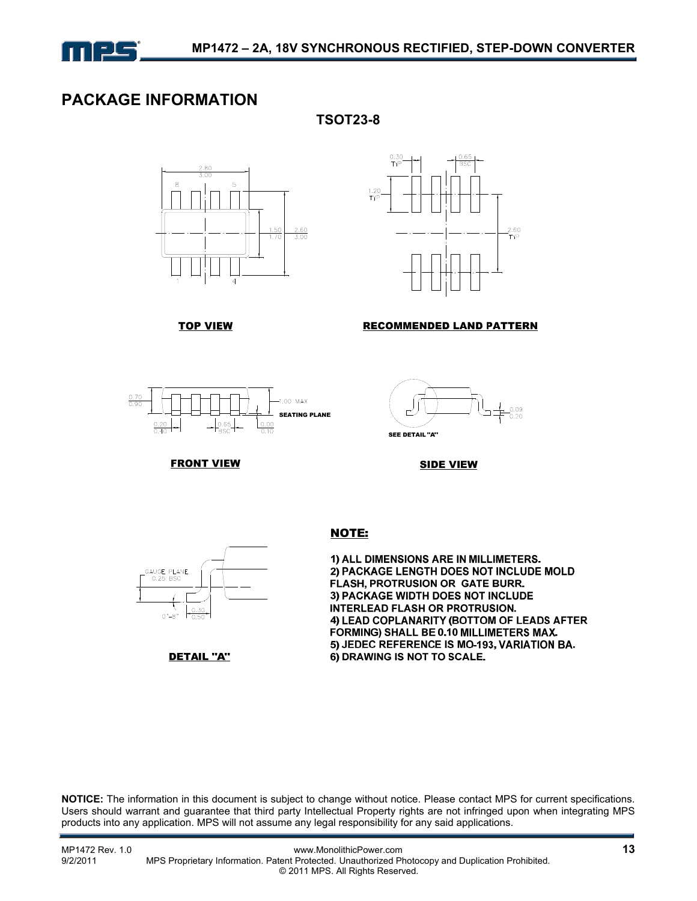# PACKAGE INFORMATION

## TSOT23-8

TOP VIEW

RECOMMENDED LAND PATTERN

FRONT VIEW

SIDE VIEW

DETAIL "A"

**NOTE:**

1) ALL DIMENSIONS ARE IN MILLIMETERS.
2) PACKAGE LENGTH DOES NOT INCLUDE MOLD FLASH, PROTRUSION OR GATE BURR.
3) PACKAGE WIDTH DOES NOT INCLUDE INTERLEAD FLASH OR PROTRUSION.
4) LEAD COPLANARITY (BOTTOM OF LEADS AFTER FORMING) SHALL BE 0.10 MILLIMETERS MAX.
5) JEDEC REFERENCE IS MO-193, VARIATION BA.
6) DRAWING IS NOT TO SCALE.

**NOTICE:** The information in this document is subject to change without notice. Please contact MPS for current specifications. Users should warrant and guarantee that third party Intellectual Property rights are not infringed upon when integrating MPS products into any application. MPS will not assume any legal responsibility for any said applications.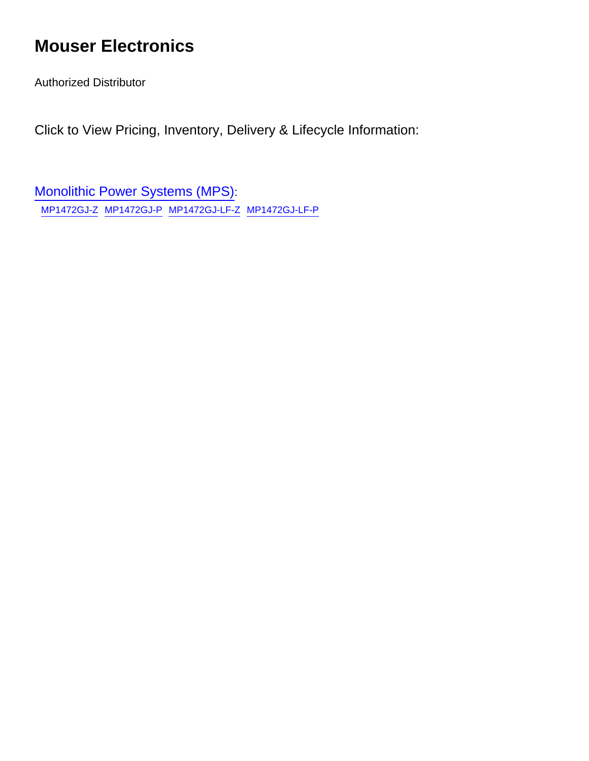# Mouser Electronics

Authorized Distributor

Click to View Pricing, Inventory, Delivery & Lifecycle Information:

Monolithic Power Systems (MPS):

MP1472GJ-Z MP1472GJ-P MP1472GJ-LF-Z MP1472GJ-LF-P